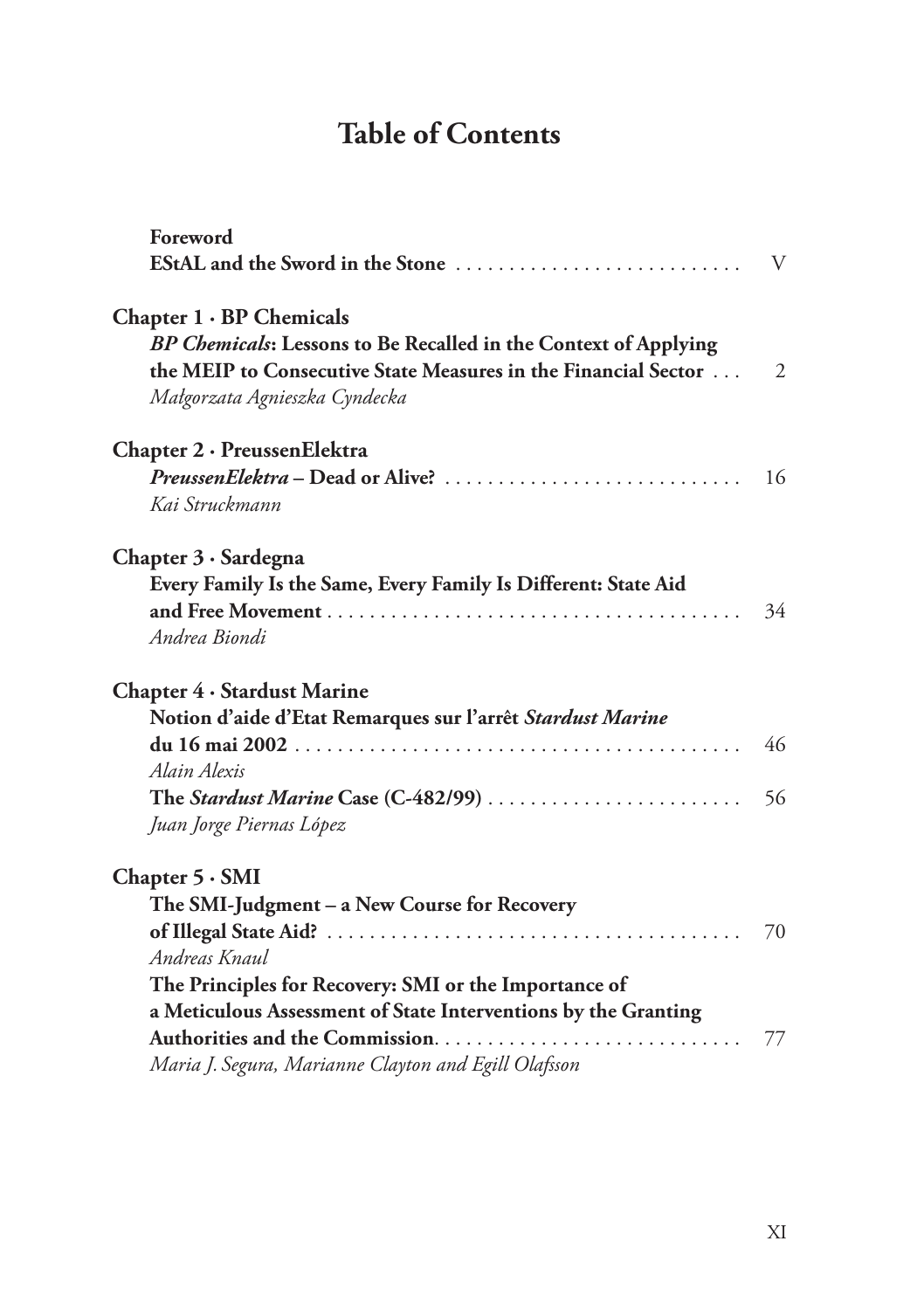# Table of Contents

**Foreword**

**EStAL and the Sword in the Stone** . . . . . . . . . . . . . . . . . . . . . . . . . . . . V

**Chapter 1 · BP Chemicals**

***BP Chemicals*: Lessons to Be Recalled in the Context of Applying the MEIP to Consecutive State Measures in the Financial Sector** . . . 2

*Małgorzata Agnieszka Cyndecka*

**Chapter 2 · PreussenElektra**

***PreussenElektra* – Dead or Alive?** . . . . . . . . . . . . . . . . . . . . . . . . . . . . 16

*Kai Struckmann*

**Chapter 3 · Sardegna**

**Every Family Is the Same, Every Family Is Different: State Aid and Free Movement** . . . . . . . . . . . . . . . . . . . . . . . . . . . . . . . . . . . . . . . 34

*Andrea Biondi*

**Chapter 4 · Stardust Marine**

**Notion d'aide d'Etat Remarques sur l'arrêt *Stardust Marine* du 16 mai 2002** . . . . . . . . . . . . . . . . . . . . . . . . . . . . . . . . . . . . . . . . . . 46

*Alain Alexis*

**The *Stardust Marine* Case (C-482/99)** . . . . . . . . . . . . . . . . . . . . . . . . 56

*Juan Jorge Piernas López*

**Chapter 5 · SMI**

**The SMI-Judgment – a New Course for Recovery of Illegal State Aid?** . . . . . . . . . . . . . . . . . . . . . . . . . . . . . . . . . . . . . . . 70

*Andreas Knaul*

**The Principles for Recovery: SMI or the Importance of a Meticulous Assessment of State Interventions by the Granting Authorities and the Commission** . . . . . . . . . . . . . . . . . . . . . . . . . . . . . 77

*Maria J. Segura, Marianne Clayton and Egill Olafsson*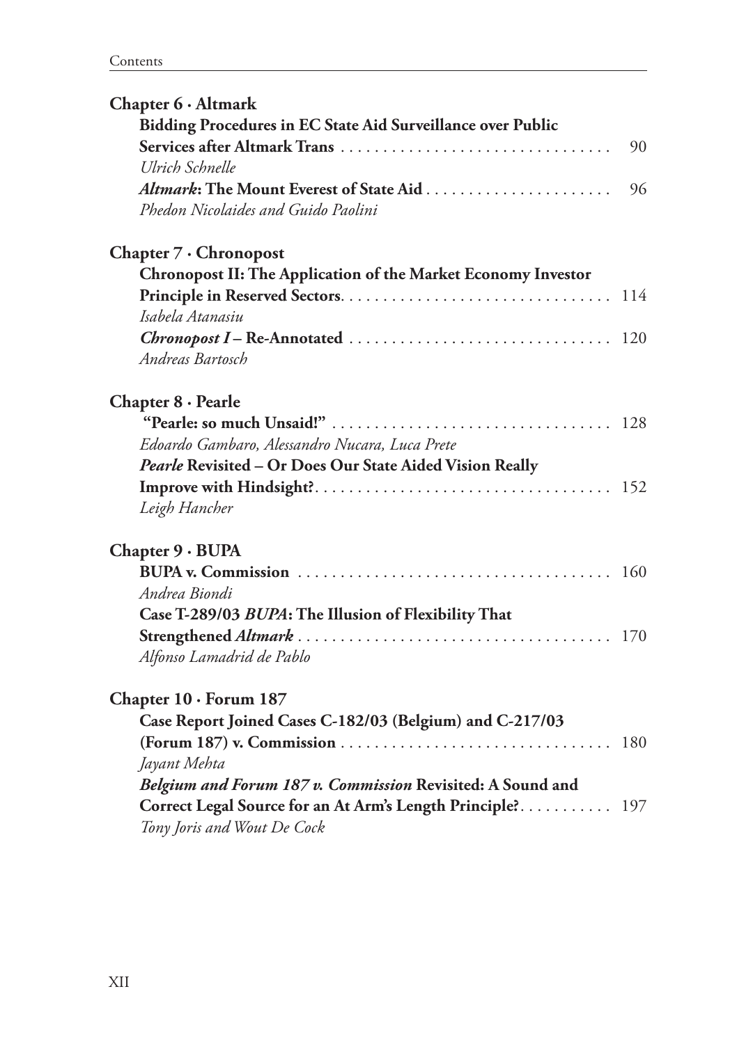**Chapter 6 · Altmark**

**Bidding Procedures in EC State Aid Surveillance over Public Services after Altmark Trans** ... 90
*Ulrich Schnelle*

***Altmark*: The Mount Everest of State Aid** ... 96
*Phedon Nicolaides and Guido Paolini*

**Chapter 7 · Chronopost**

**Chronopost II: The Application of the Market Economy Investor Principle in Reserved Sectors** ... 114
*Isabela Atanasiu*

***Chronopost I* – Re-Annotated** ... 120
*Andreas Bartosch*

**Chapter 8 · Pearle**

**"Pearle: so much Unsaid!"** ... 128
*Edoardo Gambaro, Alessandro Nucara, Luca Prete*

***Pearle* Revisited – Or Does Our State Aided Vision Really Improve with Hindsight?** ... 152
*Leigh Hancher*

**Chapter 9 · BUPA**

**BUPA v. Commission** ... 160
*Andrea Biondi*

**Case T-289/03 *BUPA*: The Illusion of Flexibility That Strengthened *Altmark*** ... 170
*Alfonso Lamadrid de Pablo*

**Chapter 10 · Forum 187**

**Case Report Joined Cases C-182/03 (Belgium) and C-217/03 (Forum 187) v. Commission** ... 180
*Jayant Mehta*

***Belgium and Forum 187 v. Commission* Revisited: A Sound and Correct Legal Source for an At Arm's Length Principle?** ... 197
*Tony Joris and Wout De Cock*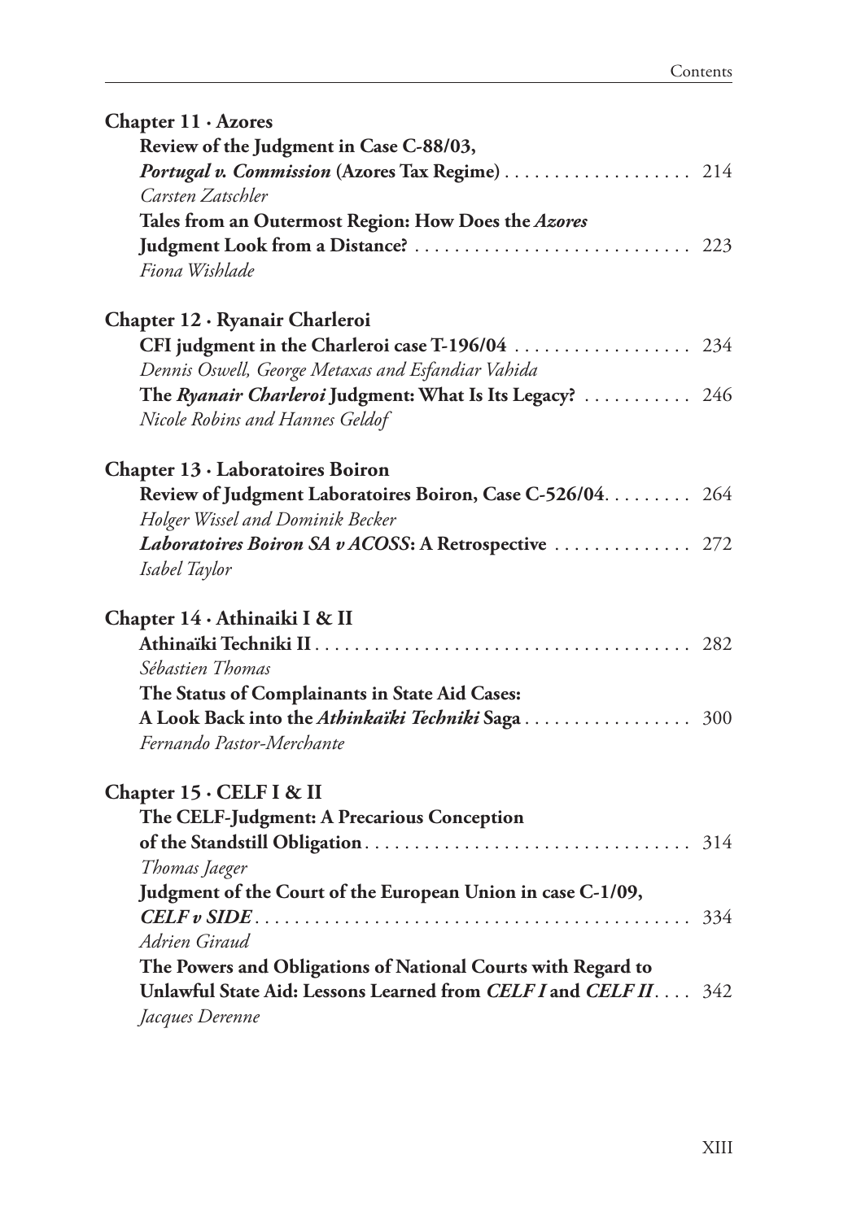**Chapter 11 · Azores**

**Review of the Judgment in Case C-88/03, *Portugal v. Commission* (Azores Tax Regime)** . . . . . . . . . . . . . . . . . . . 214
*Carsten Zatschler*

**Tales from an Outermost Region: How Does the *Azores* Judgment Look from a Distance?** . . . . . . . . . . . . . . . . . . . . . . . . . . . . 223
*Fiona Wishlade*

**Chapter 12 · Ryanair Charleroi**

**CFI judgment in the Charleroi case T-196/04** . . . . . . . . . . . . . . . . . . 234
*Dennis Oswell, George Metaxas and Esfandiar Vahida*

**The *Ryanair Charleroi* Judgment: What Is Its Legacy?** . . . . . . . . . . . 246
*Nicole Robins and Hannes Geldof*

**Chapter 13 · Laboratoires Boiron**

**Review of Judgment Laboratoires Boiron, Case C-526/04** . . . . . . . . . 264
*Holger Wissel and Dominik Becker*

***Laboratoires Boiron SA v ACOSS*: A Retrospective** . . . . . . . . . . . . . 272
*Isabel Taylor*

**Chapter 14 · Athinaiki I & II**

**Athinaïki Techniki II** . . . . . . . . . . . . . . . . . . . . . . . . . . . . . . . . . . . . . . 282
*Sébastien Thomas*

**The Status of Complainants in State Aid Cases: A Look Back into the *Athinkaïki Techniki* Saga** . . . . . . . . . . . . . . . . . 300
*Fernando Pastor-Merchante*

**Chapter 15 · CELF I & II**

**The CELF-Judgment: A Precarious Conception of the Standstill Obligation** . . . . . . . . . . . . . . . . . . . . . . . . . . . . . . . . . 314
*Thomas Jaeger*

**Judgment of the Court of the European Union in case C-1/09, *CELF v SIDE*** . . . . . . . . . . . . . . . . . . . . . . . . . . . . . . . . . . . . . . . . . . . . 334
*Adrien Giraud*

**The Powers and Obligations of National Courts with Regard to Unlawful State Aid: Lessons Learned from *CELF I* and *CELF II*** . . . . 342
*Jacques Derenne*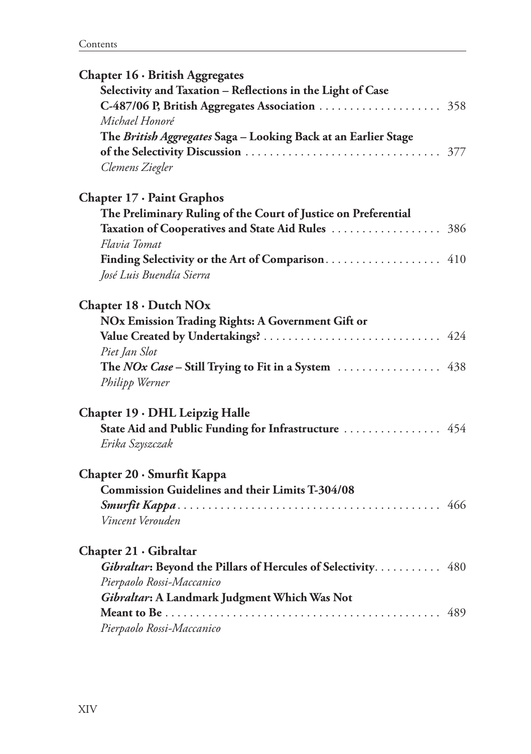**Chapter 16 · British Aggregates**

**Selectivity and Taxation – Reflections in the Light of Case C-487/06 P, British Aggregates Association** ..................... 358
*Michael Honoré*

**The *British Aggregates* Saga – Looking Back at an Earlier Stage of the Selectivity Discussion** ..................... 377
*Clemens Ziegler*

**Chapter 17 · Paint Graphos**

**The Preliminary Ruling of the Court of Justice on Preferential Taxation of Cooperatives and State Aid Rules** ..................... 386
*Flavia Tomat*

**Finding Selectivity or the Art of Comparison** ..................... 410
*José Luis Buendía Sierra*

**Chapter 18 · Dutch NOx**

**NOx Emission Trading Rights: A Government Gift or Value Created by Undertakings?** ..................... 424
*Piet Jan Slot*

**The *NOx Case* – Still Trying to Fit in a System** ..................... 438
*Philipp Werner*

**Chapter 19 · DHL Leipzig Halle**

**State Aid and Public Funding for Infrastructure** ..................... 454
*Erika Szyszczak*

**Chapter 20 · Smurfit Kappa**

**Commission Guidelines and their Limits T-304/08 *Smurfit Kappa*** ..................... 466
*Vincent Verouden*

**Chapter 21 · Gibraltar**

***Gibraltar*: Beyond the Pillars of Hercules of Selectivity** ..................... 480
*Pierpaolo Rossi-Maccanico*

***Gibraltar*: A Landmark Judgment Which Was Not Meant to Be** ..................... 489
*Pierpaolo Rossi-Maccanico*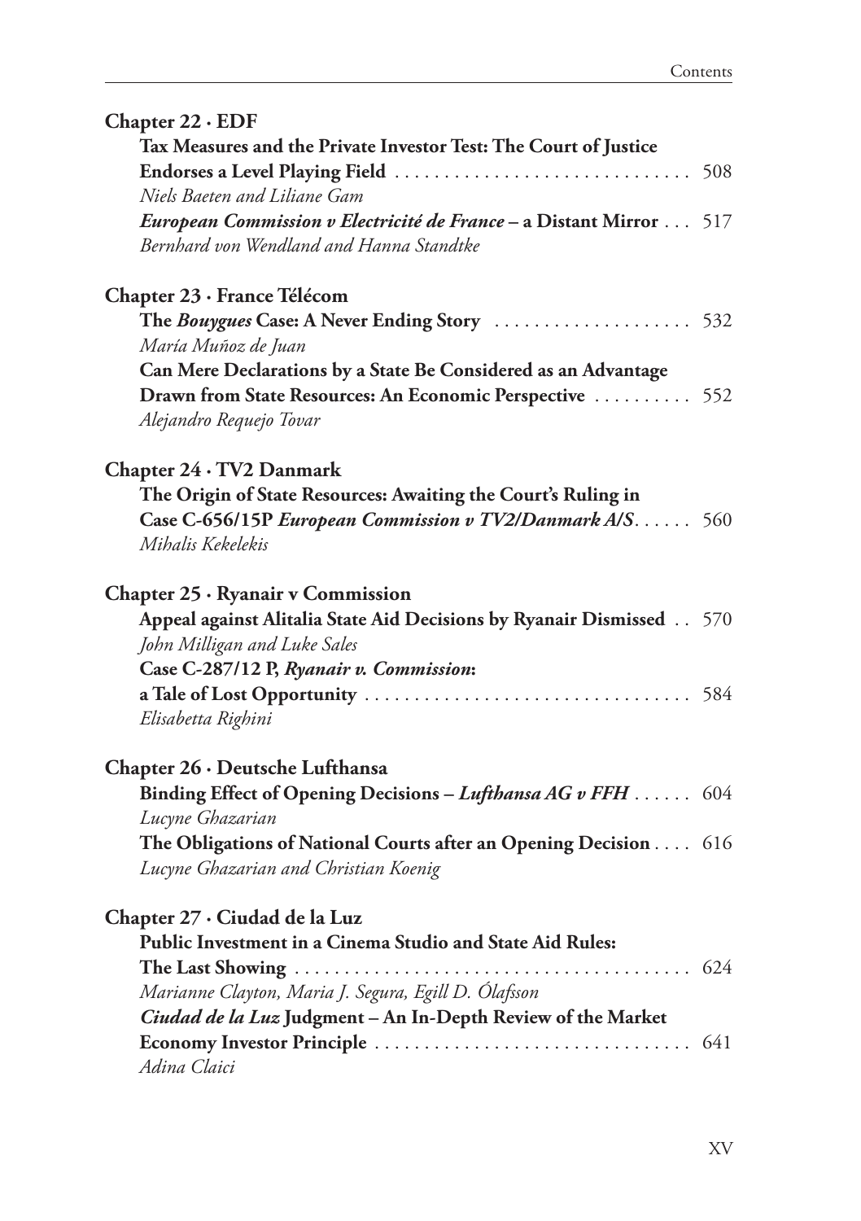**Chapter 22 · EDF**

**Tax Measures and the Private Investor Test: The Court of Justice Endorses a Level Playing Field** . . . . . . . . . . . . . . . . . . . . . . . . . . . . . 508
*Niels Baeten and Liliane Gam*

***European Commission v Electricité de France* – a Distant Mirror** . . . 517
*Bernhard von Wendland and Hanna Standtke*

**Chapter 23 · France Télécom**

**The *Bouygues* Case: A Never Ending Story** . . . . . . . . . . . . . . . . . . . 532
*María Muñoz de Juan*

**Can Mere Declarations by a State Be Considered as an Advantage Drawn from State Resources: An Economic Perspective** . . . . . . . . . . 552
*Alejandro Requejo Tovar*

**Chapter 24 · TV2 Danmark**

**The Origin of State Resources: Awaiting the Court's Ruling in Case C-656/15P *European Commission v TV2/Danmark A/S*** . . . . . . 560
*Mihalis Kekelekis*

**Chapter 25 · Ryanair v Commission**

**Appeal against Alitalia State Aid Decisions by Ryanair Dismissed** . . 570
*John Milligan and Luke Sales*

**Case C-287/12 P, *Ryanair v. Commission*: a Tale of Lost Opportunity** . . . . . . . . . . . . . . . . . . . . . . . . . . . . . . . . 584
*Elisabetta Righini*

**Chapter 26 · Deutsche Lufthansa**

**Binding Effect of Opening Decisions – *Lufthansa AG v FFH*** . . . . . . 604
*Lucyne Ghazarian*

**The Obligations of National Courts after an Opening Decision** . . . . 616
*Lucyne Ghazarian and Christian Koenig*

**Chapter 27 · Ciudad de la Luz**

**Public Investment in a Cinema Studio and State Aid Rules: The Last Showing** . . . . . . . . . . . . . . . . . . . . . . . . . . . . . . . . . . . . . . . 624
*Marianne Clayton, Maria J. Segura, Egill D. Ólafsson*

***Ciudad de la Luz* Judgment – An In-Depth Review of the Market Economy Investor Principle** . . . . . . . . . . . . . . . . . . . . . . . . . . . . . . . 641
*Adina Claici*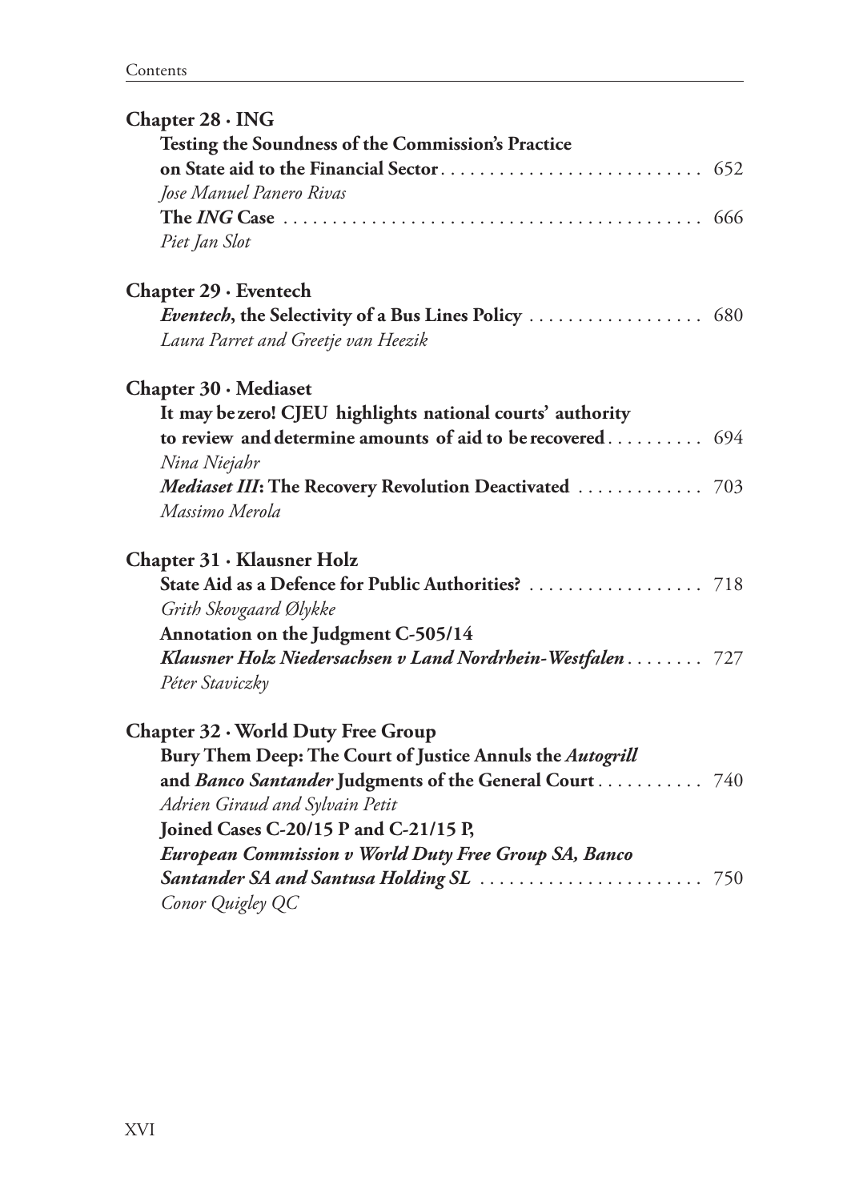**Chapter 28 · ING**

**Testing the Soundness of the Commission's Practice on State aid to the Financial Sector** . . . . . . . . . . . . . . . . . . . . . . . . . . . 652
*Jose Manuel Panero Rivas*

**The *ING* Case** . . . . . . . . . . . . . . . . . . . . . . . . . . . . . . . . . . . . . . . . . . . 666
*Piet Jan Slot*

**Chapter 29 · Eventech**

***Eventech*, the Selectivity of a Bus Lines Policy** . . . . . . . . . . . . . . . . . . 680
*Laura Parret and Greetje van Heezik*

**Chapter 30 · Mediaset**

**It may be zero! CJEU highlights national courts' authority to review and determine amounts of aid to be recovered** . . . . . . . . . . 694
*Nina Niejahr*

***Mediaset III*: The Recovery Revolution Deactivated** . . . . . . . . . . . . . 703
*Massimo Merola*

**Chapter 31 · Klausner Holz**

**State Aid as a Defence for Public Authorities?** . . . . . . . . . . . . . . . . . . 718
*Grith Skovgaard Ølykke*

**Annotation on the Judgment C-505/14 *Klausner Holz Niedersachsen v Land Nordrhein-Westfalen*** . . . . . . . . 727
*Péter Staviczky*

**Chapter 32 · World Duty Free Group**

**Bury Them Deep: The Court of Justice Annuls the *Autogrill* and *Banco Santander* Judgments of the General Court** . . . . . . . . . . . 740
*Adrien Giraud and Sylvain Petit*

**Joined Cases C-20/15 P and C-21/15 P, *European Commission v World Duty Free Group SA, Banco Santander SA and Santusa Holding SL*** . . . . . . . . . . . . . . . . . . . . . . . 750
*Conor Quigley QC*